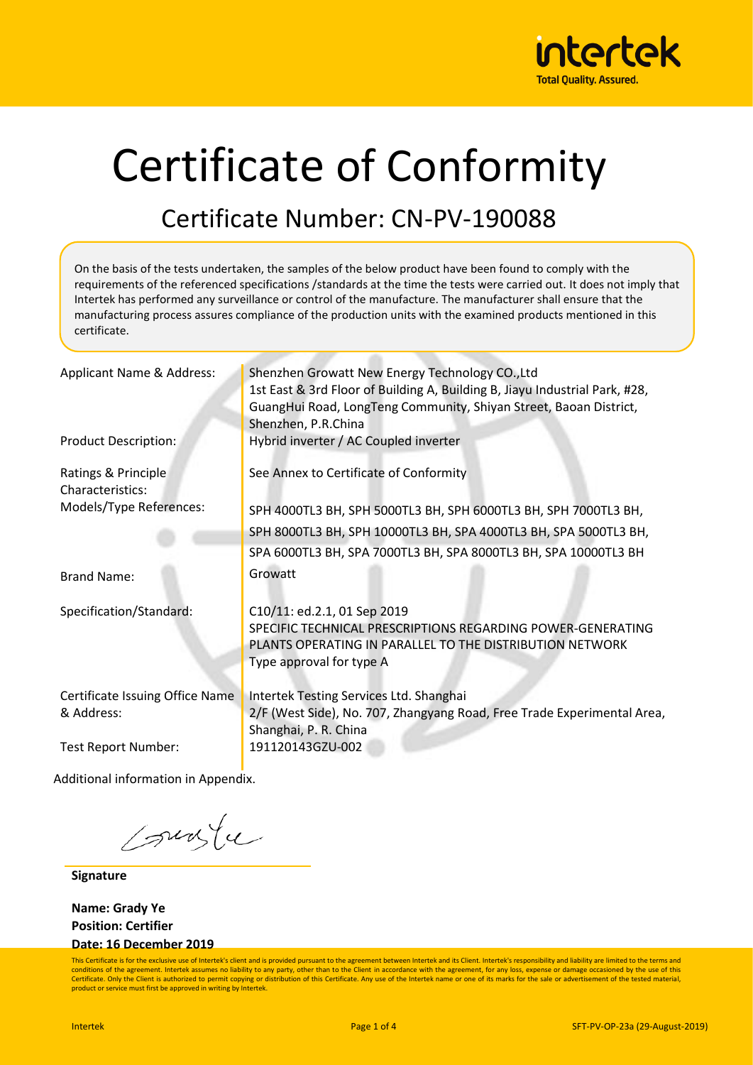intertek
Total Quality. Assured.

# Certificate of Conformity

## Certificate Number: CN-PV-190088

On the basis of the tests undertaken, the samples of the below product have been found to comply with the requirements of the referenced specifications /standards at the time the tests were carried out. It does not imply that Intertek has performed any surveillance or control of the manufacture. The manufacturer shall ensure that the manufacturing process assures compliance of the production units with the examined products mentioned in this certificate.

| | |
|---|---|
| Applicant Name & Address: | Shenzhen Growatt New Energy Technology CO.,Ltd<br>1st East & 3rd Floor of Building A, Building B, Jiayu Industrial Park, #28, GuangHui Road, LongTeng Community, Shiyan Street, Baoan District, Shenzhen, P.R.China |
| Product Description: | Hybrid inverter / AC Coupled inverter |
| Ratings & Principle Characteristics: | See Annex to Certificate of Conformity |
| Models/Type References: | SPH 4000TL3 BH, SPH 5000TL3 BH, SPH 6000TL3 BH, SPH 7000TL3 BH, SPH 8000TL3 BH, SPH 10000TL3 BH, SPA 4000TL3 BH, SPA 5000TL3 BH, SPA 6000TL3 BH, SPA 7000TL3 BH, SPA 8000TL3 BH, SPA 10000TL3 BH |
| Brand Name: | Growatt |
| Specification/Standard: | C10/11: ed.2.1, 01 Sep 2019<br>SPECIFIC TECHNICAL PRESCRIPTIONS REGARDING POWER-GENERATING PLANTS OPERATING IN PARALLEL TO THE DISTRIBUTION NETWORK<br>Type approval for type A |
| Certificate Issuing Office Name & Address: | Intertek Testing Services Ltd. Shanghai<br>2/F (West Side), No. 707, Zhangyang Road, Free Trade Experimental Area, Shanghai, P. R. China |
| Test Report Number: | 191120143GZU-002 |

Additional information in Appendix.

**Signature**

**Name: Grady Ye**
**Position: Certifier**
**Date: 16 December 2019**

This Certificate is for the exclusive use of Intertek's client and is provided pursuant to the agreement between Intertek and its Client. Intertek's responsibility and liability are limited to the terms and conditions of the agreement. Intertek assumes no liability to any party, other than to the Client in accordance with the agreement, for any loss, expense or damage occasioned by the use of this Certificate. Only the Client is authorized to permit copying or distribution of this Certificate. Any use of the Intertek name or one of its marks for the sale or advertisement of the tested material, product or service must first be approved in writing by Intertek.

SFT-PV-OP-23a (29-August-2019)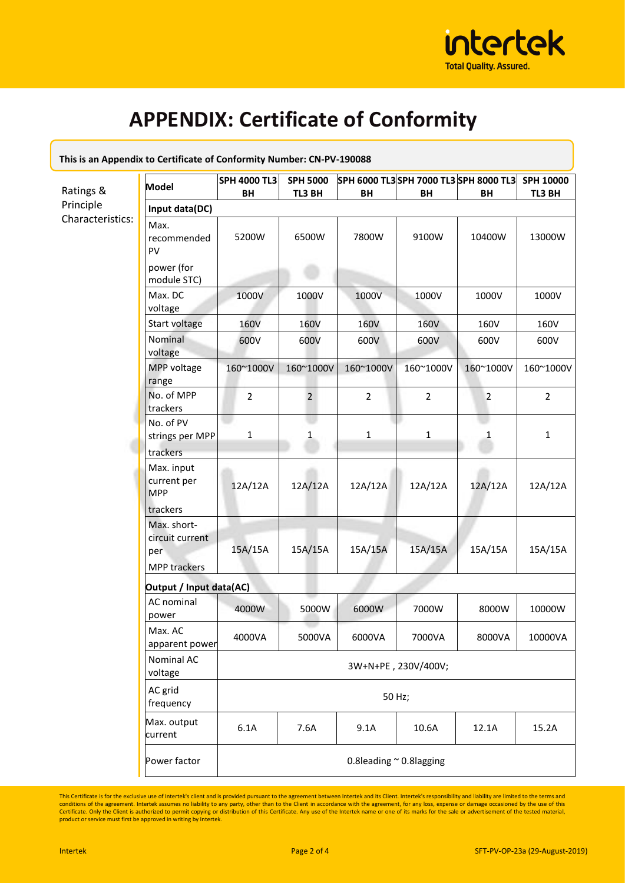# APPENDIX: Certificate of Conformity

**This is an Appendix to Certificate of Conformity Number: CN-PV-190088**

Ratings & Principle Characteristics:

| Model | SPH 4000 TL3 BH | SPH 5000 TL3 BH | SPH 6000 TL3 BH | SPH 7000 TL3 BH | SPH 8000 TL3 BH | SPH 10000 TL3 BH |
|---|---|---|---|---|---|---|
| **Input data(DC)** | | | | | | |
| Max. recommended PV power (for module STC) | 5200W | 6500W | 7800W | 9100W | 10400W | 13000W |
| Max. DC voltage | 1000V | 1000V | 1000V | 1000V | 1000V | 1000V |
| Start voltage | 160V | 160V | 160V | 160V | 160V | 160V |
| Nominal voltage | 600V | 600V | 600V | 600V | 600V | 600V |
| MPP voltage range | 160~1000V | 160~1000V | 160~1000V | 160~1000V | 160~1000V | 160~1000V |
| No. of MPP trackers | 2 | 2 | 2 | 2 | 2 | 2 |
| No. of PV strings per MPP trackers | 1 | 1 | 1 | 1 | 1 | 1 |
| Max. input current per MPP trackers | 12A/12A | 12A/12A | 12A/12A | 12A/12A | 12A/12A | 12A/12A |
| Max. short-circuit current per MPP trackers | 15A/15A | 15A/15A | 15A/15A | 15A/15A | 15A/15A | 15A/15A |
| **Output / Input data(AC)** | | | | | | |
| AC nominal power | 4000W | 5000W | 6000W | 7000W | 8000W | 10000W |
| Max. AC apparent power | 4000VA | 5000VA | 6000VA | 7000VA | 8000VA | 10000VA |
| Nominal AC voltage | 3W+N+PE , 230V/400V; | | | | | |
| AC grid frequency | 50 Hz; | | | | | |
| Max. output current | 6.1A | 7.6A | 9.1A | 10.6A | 12.1A | 15.2A |
| Power factor | 0.8leading ~ 0.8lagging | | | | | |

This Certificate is for the exclusive use of Intertek's client and is provided pursuant to the agreement between Intertek and its Client. Intertek's responsibility and liability are limited to the terms and conditions of the agreement. Intertek assumes no liability to any party, other than to the Client in accordance with the agreement, for any loss, expense or damage occasioned by the use of this Certificate. Only the Client is authorized to permit copying or distribution of this Certificate. Any use of the Intertek name or one of its marks for the sale or advertisement of the tested material, product or service must first be approved in writing by Intertek.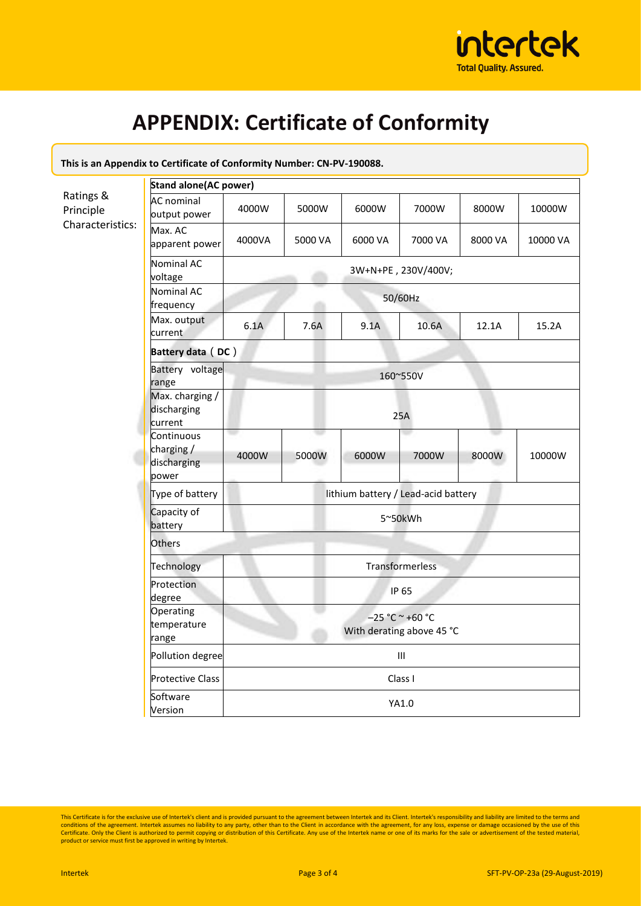# APPENDIX: Certificate of Conformity

**This is an Appendix to Certificate of Conformity Number: CN-PV-190088.**

Ratings & Principle Characteristics:

| **Stand alone(AC power)** | | | | | | |
|---|---|---|---|---|---|---|
| AC nominal output power | 4000W | 5000W | 6000W | 7000W | 8000W | 10000W |
| Max. AC apparent power | 4000VA | 5000 VA | 6000 VA | 7000 VA | 8000 VA | 10000 VA |
| Nominal AC voltage | 3W+N+PE , 230V/400V; | | | | | |
| Nominal AC frequency | 50/60Hz | | | | | |
| Max. output current | 6.1A | 7.6A | 9.1A | 10.6A | 12.1A | 15.2A |
| **Battery data（DC）** | | | | | | |
| Battery voltage range | 160~550V | | | | | |
| Max. charging / discharging current | 25A | | | | | |
| Continuous charging / discharging power | 4000W | 5000W | 6000W | 7000W | 8000W | 10000W |
| Type of battery | lithium battery / Lead-acid battery | | | | | |
| Capacity of battery | 5~50kWh | | | | | |
| Others | | | | | | |
| Technology | Transformerless | | | | | |
| Protection degree | IP 65 | | | | | |
| Operating temperature range | −25 °C ~ +60 °C With derating above 45 °C | | | | | |
| Pollution degree | III | | | | | |
| Protective Class | Class I | | | | | |
| Software Version | YA1.0 | | | | | |

This Certificate is for the exclusive use of Intertek's client and is provided pursuant to the agreement between Intertek and its Client. Intertek's responsibility and liability are limited to the terms and conditions of the agreement. Intertek assumes no liability to any party, other than to the Client in accordance with the agreement, for any loss, expense or damage occasioned by the use of this Certificate. Only the Client is authorized to permit copying or distribution of this Certificate. Any use of the Intertek name or one of its marks for the sale or advertisement of the tested material, product or service must first be approved in writing by Intertek.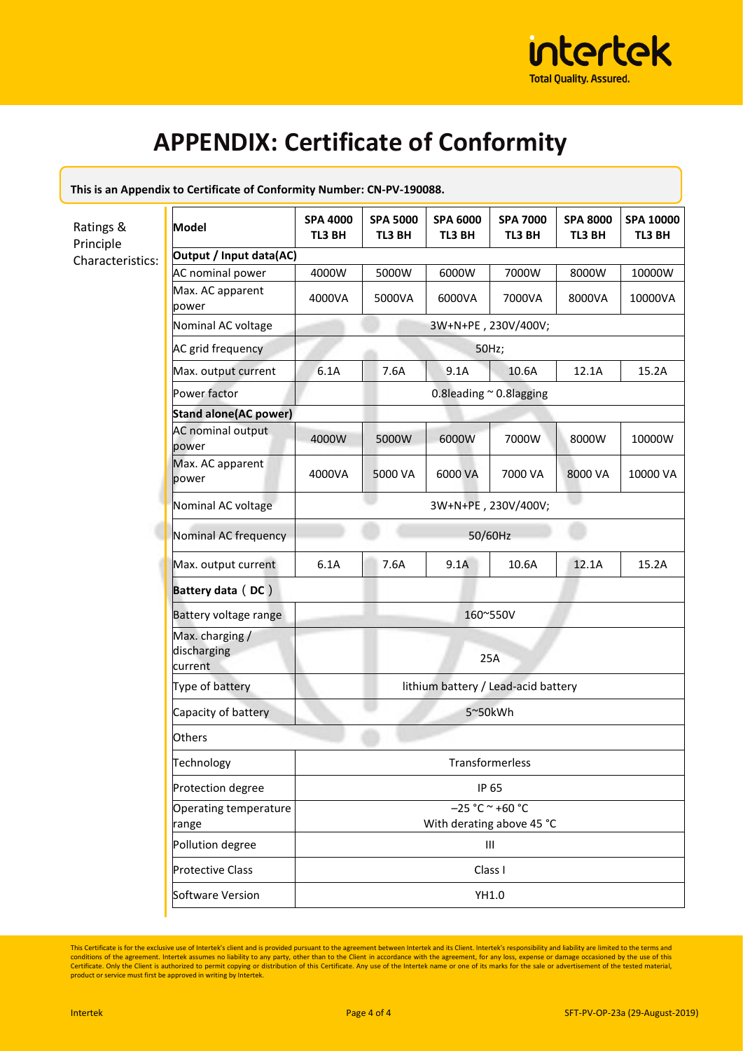# APPENDIX: Certificate of Conformity

**This is an Appendix to Certificate of Conformity Number: CN-PV-190088.**

Ratings & Principle Characteristics:

| Model | SPA 4000 TL3 BH | SPA 5000 TL3 BH | SPA 6000 TL3 BH | SPA 7000 TL3 BH | SPA 8000 TL3 BH | SPA 10000 TL3 BH |
|---|---|---|---|---|---|---|
| **Output / Input data(AC)** | | | | | | |
| AC nominal power | 4000W | 5000W | 6000W | 7000W | 8000W | 10000W |
| Max. AC apparent power | 4000VA | 5000VA | 6000VA | 7000VA | 8000VA | 10000VA |
| Nominal AC voltage | 3W+N+PE , 230V/400V; | | | | | |
| AC grid frequency | 50Hz; | | | | | |
| Max. output current | 6.1A | 7.6A | 9.1A | 10.6A | 12.1A | 15.2A |
| Power factor | 0.8leading ~ 0.8lagging | | | | | |
| **Stand alone(AC power)** | | | | | | |
| AC nominal output power | 4000W | 5000W | 6000W | 7000W | 8000W | 10000W |
| Max. AC apparent power | 4000VA | 5000 VA | 6000 VA | 7000 VA | 8000 VA | 10000 VA |
| Nominal AC voltage | 3W+N+PE , 230V/400V; | | | | | |
| Nominal AC frequency | 50/60Hz | | | | | |
| Max. output current | 6.1A | 7.6A | 9.1A | 10.6A | 12.1A | 15.2A |
| **Battery data（DC）** | | | | | | |
| Battery voltage range | 160~550V | | | | | |
| Max. charging / discharging current | 25A | | | | | |
| Type of battery | lithium battery / Lead-acid battery | | | | | |
| Capacity of battery | 5~50kWh | | | | | |
| Others | | | | | | |
| Technology | Transformerless | | | | | |
| Protection degree | IP 65 | | | | | |
| Operating temperature range | –25 °C ~ +60 °C With derating above 45 °C | | | | | |
| Pollution degree | III | | | | | |
| Protective Class | Class I | | | | | |
| Software Version | YH1.0 | | | | | |

This Certificate is for the exclusive use of Intertek's client and is provided pursuant to the agreement between Intertek and its Client. Intertek's responsibility and liability are limited to the terms and conditions of the agreement. Intertek assumes no liability to any party, other than to the Client in accordance with the agreement, for any loss, expense or damage occasioned by the use of this Certificate. Only the Client is authorized to permit copying or distribution of this Certificate. Any use of the Intertek name or one of its marks for the sale or advertisement of the tested material, product or service must first be approved in writing by Intertek.

Intertek SFT-PV-OP-23a (29-August-2019)